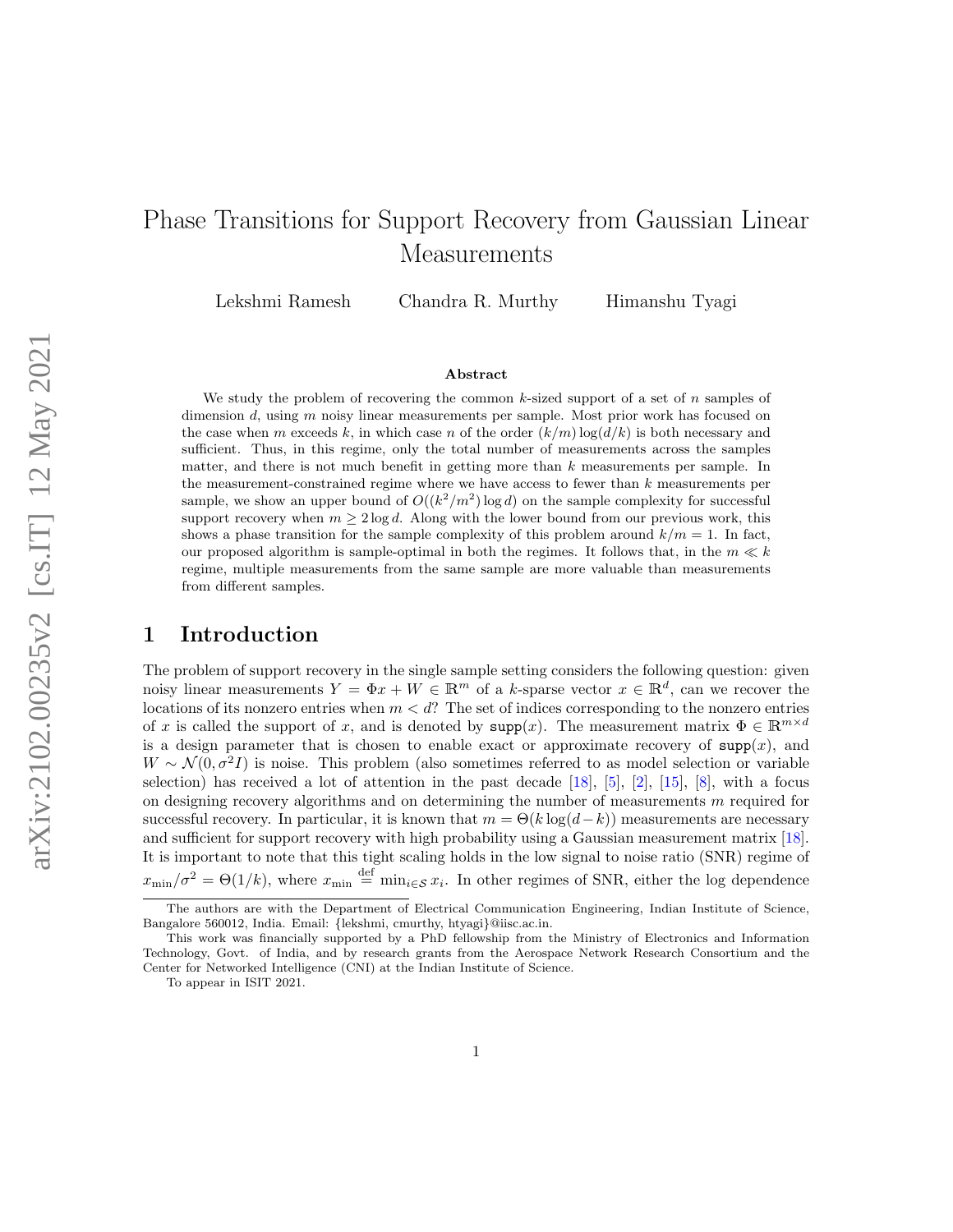# Phase Transitions for Support Recovery from Gaussian Linear Measurements

Lekshmi Ramesh Chandra R. Murthy Himanshu Tyagi

### Abstract

We study the problem of recovering the common $k$-sized support of a set of $n$ samples of dimension $d$, using $m$ noisy linear measurements per sample. Most prior work has focused on the case when $m$ exceeds $k$, in which case $n$ of the order $(k/m)\log(d/k)$ is both necessary and sufficient. Thus, in this regime, only the total number of measurements across the samples matter, and there is not much benefit in getting more than $k$ measurements per sample. In the measurement-constrained regime where we have access to fewer than $k$ measurements per sample, we show an upper bound of $O((k^2/m^2)\log d)$ on the sample complexity for successful support recovery when $m \geq 2\log d$. Along with the lower bound from our previous work, this shows a phase transition for the sample complexity of this problem around $k/m = 1$. In fact, our proposed algorithm is sample-optimal in both the regimes. It follows that, in the $m \ll k$ regime, multiple measurements from the same sample are more valuable than measurements from different samples.

## 1 Introduction

The problem of support recovery in the single sample setting considers the following question: given noisy linear measurements $Y = \Phi x + W \in \mathbb{R}^m$ of a $k$-sparse vector $x \in \mathbb{R}^d$, can we recover the locations of its nonzero entries when $m < d$? The set of indices corresponding to the nonzero entries of $x$ is called the support of $x$, and is denoted by $\mathtt{supp}(x)$. The measurement matrix $\Phi \in \mathbb{R}^{m\times d}$ is a design parameter that is chosen to enable exact or approximate recovery of $\mathtt{supp}(x)$, and $W \sim \mathcal{N}(0, \sigma^2 I)$ is noise. This problem (also sometimes referred to as model selection or variable selection) has received a lot of attention in the past decade [18], [5], [2], [15], [8], with a focus on designing recovery algorithms and on determining the number of measurements $m$ required for successful recovery. In particular, it is known that $m = \Theta(k\log(d-k))$ measurements are necessary and sufficient for support recovery with high probability using a Gaussian measurement matrix [18]. It is important to note that this tight scaling holds in the low signal to noise ratio (SNR) regime of $x_{\min}/\sigma^2 = \Theta(1/k)$, where $x_{\min} \overset{\text{def}}{=} \min_{i\in\mathcal{S}} x_i$. In other regimes of SNR, either the log dependence

The authors are with the Department of Electrical Communication Engineering, Indian Institute of Science, Bangalore 560012, India. Email: {lekshmi, cmurthy, htyagi}@iisc.ac.in.

This work was financially supported by a PhD fellowship from the Ministry of Electronics and Information Technology, Govt. of India, and by research grants from the Aerospace Network Research Consortium and the Center for Networked Intelligence (CNI) at the Indian Institute of Science.

To appear in ISIT 2021.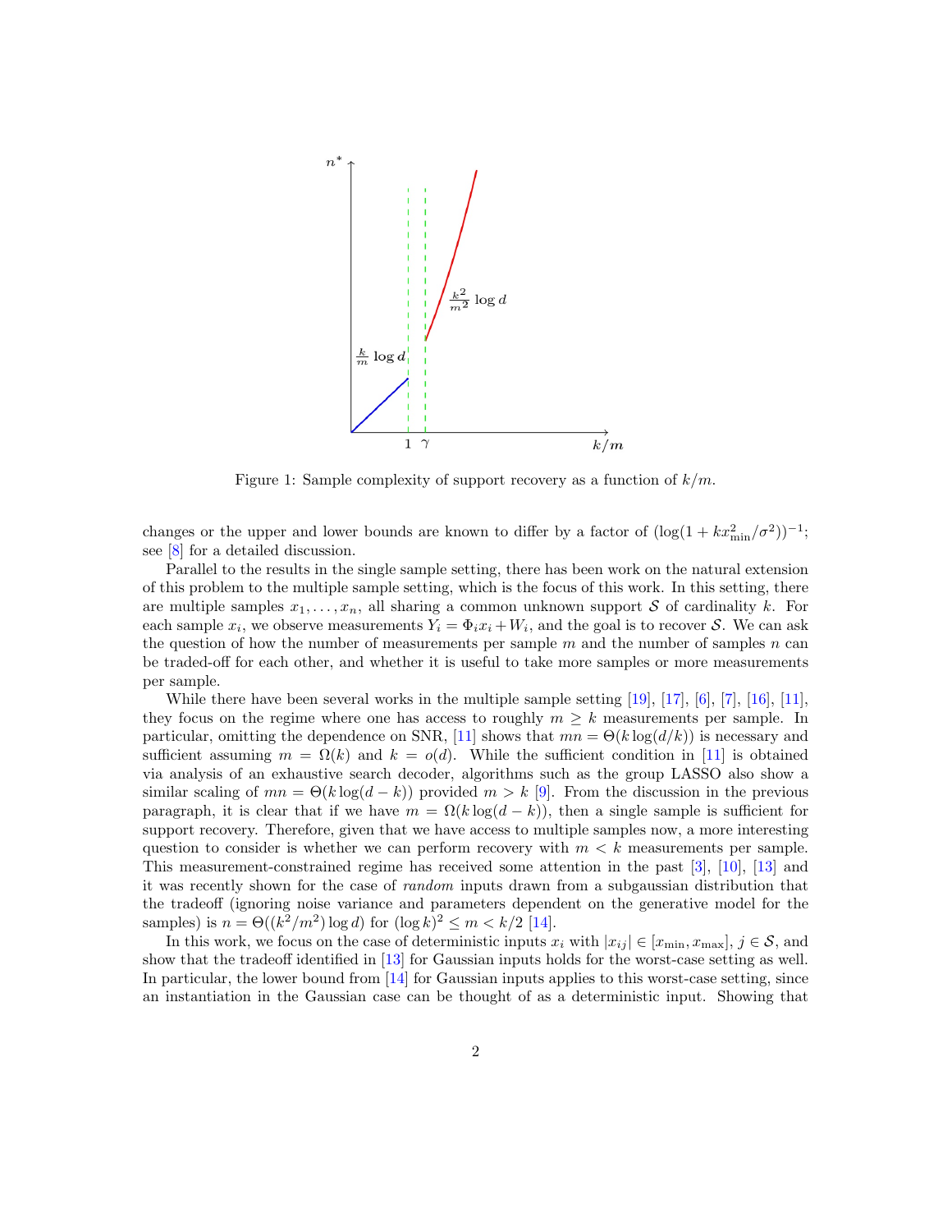Figure 1: Sample complexity of support recovery as a function of $k/m$.

changes or the upper and lower bounds are known to differ by a factor of $(\log(1 + kx_{\min}^2/\sigma^2))^{-1}$; see [8] for a detailed discussion.

Parallel to the results in the single sample setting, there has been work on the natural extension of this problem to the multiple sample setting, which is the focus of this work. In this setting, there are multiple samples $x_1, \ldots, x_n$, all sharing a common unknown support $\mathcal{S}$ of cardinality $k$. For each sample $x_i$, we observe measurements $Y_i = \Phi_i x_i + W_i$, and the goal is to recover $\mathcal{S}$. We can ask the question of how the number of measurements per sample $m$ and the number of samples $n$ can be traded-off for each other, and whether it is useful to take more samples or more measurements per sample.

While there have been several works in the multiple sample setting [19], [17], [6], [7], [16], [11], they focus on the regime where one has access to roughly $m \geq k$ measurements per sample. In particular, omitting the dependence on SNR, [11] shows that $mn = \Theta(k \log(d/k))$ is necessary and sufficient assuming $m = \Omega(k)$ and $k = o(d)$. While the sufficient condition in [11] is obtained via analysis of an exhaustive search decoder, algorithms such as the group LASSO also show a similar scaling of $mn = \Theta(k \log(d - k))$ provided $m > k$ [9]. From the discussion in the previous paragraph, it is clear that if we have $m = \Omega(k \log(d - k))$, then a single sample is sufficient for support recovery. Therefore, given that we have access to multiple samples now, a more interesting question to consider is whether we can perform recovery with $m < k$ measurements per sample. This measurement-constrained regime has received some attention in the past [3], [10], [13] and it was recently shown for the case of *random* inputs drawn from a subgaussian distribution that the tradeoff (ignoring noise variance and parameters dependent on the generative model for the samples) is $n = \Theta((k^2/m^2) \log d)$ for $(\log k)^2 \leq m < k/2$ [14].

In this work, we focus on the case of deterministic inputs $x_i$ with $|x_{ij}| \in [x_{\min}, x_{\max}]$, $j \in \mathcal{S}$, and show that the tradeoff identified in [13] for Gaussian inputs holds for the worst-case setting as well. In particular, the lower bound from [14] for Gaussian inputs applies to this worst-case setting, since an instantiation in the Gaussian case can be thought of as a deterministic input. Showing that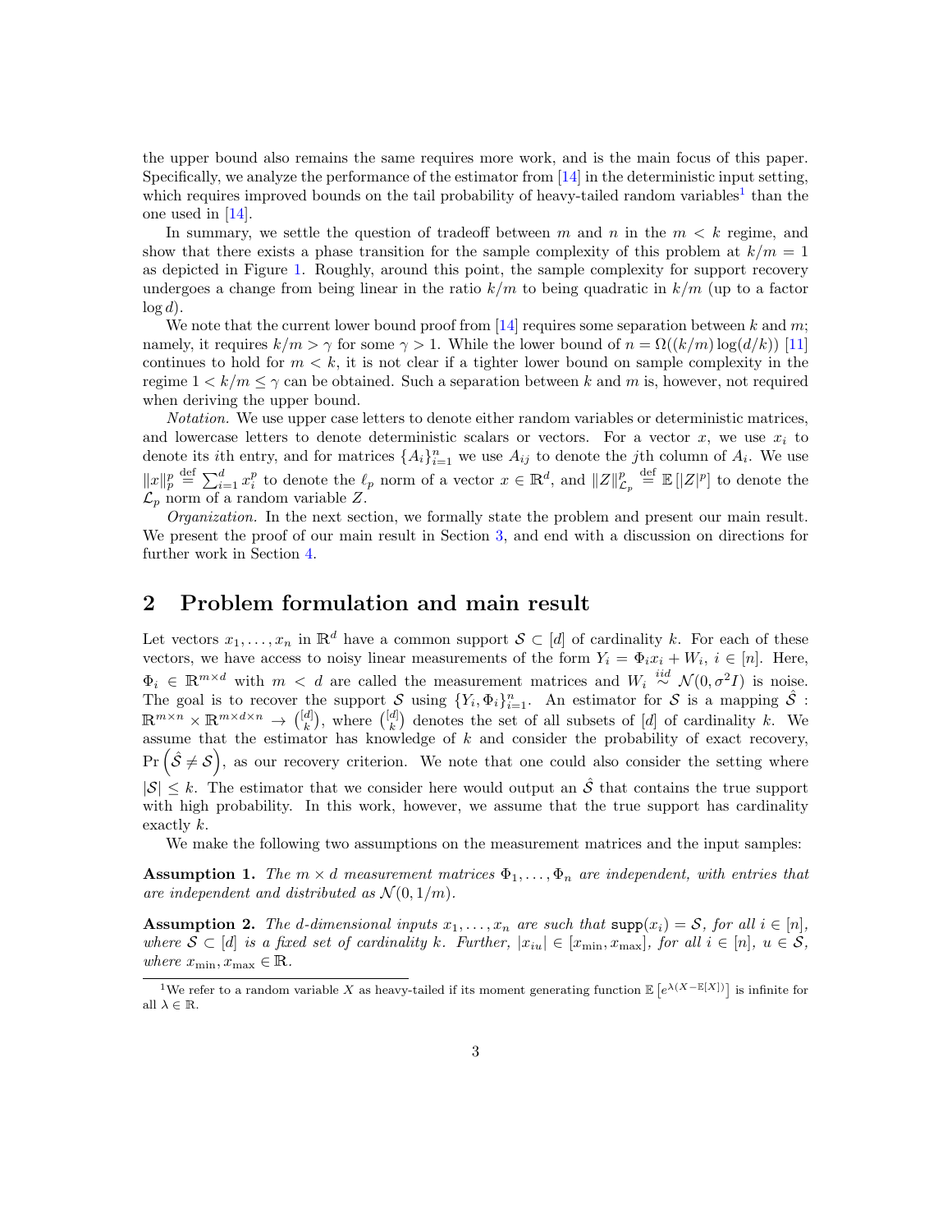the upper bound also remains the same requires more work, and is the main focus of this paper. Specifically, we analyze the performance of the estimator from [14] in the deterministic input setting, which requires improved bounds on the tail probability of heavy-tailed random variables[1] than the one used in [14].

In summary, we settle the question of tradeoff between $m$ and $n$ in the $m < k$ regime, and show that there exists a phase transition for the sample complexity of this problem at $k/m = 1$ as depicted in Figure 1. Roughly, around this point, the sample complexity for support recovery undergoes a change from being linear in the ratio $k/m$ to being quadratic in $k/m$ (up to a factor $\log d$).

We note that the current lower bound proof from [14] requires some separation between $k$ and $m$; namely, it requires $k/m > \gamma$ for some $\gamma > 1$. While the lower bound of $n = \Omega((k/m)\log(d/k))$ [11] continues to hold for $m < k$, it is not clear if a tighter lower bound on sample complexity in the regime $1 < k/m \leq \gamma$ can be obtained. Such a separation between $k$ and $m$ is, however, not required when deriving the upper bound.

*Notation.* We use upper case letters to denote either random variables or deterministic matrices, and lowercase letters to denote deterministic scalars or vectors. For a vector $x$, we use $x_i$ to denote its $i$th entry, and for matrices $\{A_i\}_{i=1}^n$ we use $A_{ij}$ to denote the $j$th column of $A_i$. We use $\|x\|_p^p \stackrel{\text{def}}{=} \sum_{i=1}^d x_i^p$ to denote the $\ell_p$ norm of a vector $x \in \mathbb{R}^d$, and $\|Z\|_{\mathcal{L}_p}^p \stackrel{\text{def}}{=} \mathbb{E}\left[|Z|^p\right]$ to denote the $\mathcal{L}_p$ norm of a random variable $Z$.

*Organization.* In the next section, we formally state the problem and present our main result. We present the proof of our main result in Section 3, and end with a discussion on directions for further work in Section 4.

## 2 Problem formulation and main result

Let vectors $x_1, \ldots, x_n$ in $\mathbb{R}^d$ have a common support $\mathcal{S} \subset [d]$ of cardinality $k$. For each of these vectors, we have access to noisy linear measurements of the form $Y_i = \Phi_i x_i + W_i$, $i \in [n]$. Here, $\Phi_i \in \mathbb{R}^{m \times d}$ with $m < d$ are called the measurement matrices and $W_i \stackrel{iid}{\sim} \mathcal{N}(0, \sigma^2 I)$ is noise. The goal is to recover the support $\mathcal{S}$ using $\{Y_i, \Phi_i\}_{i=1}^n$. An estimator for $\mathcal{S}$ is a mapping $\hat{\mathcal{S}} : \mathbb{R}^{m \times n} \times \mathbb{R}^{m \times d \times n} \to \binom{[d]}{k}$, where $\binom{[d]}{k}$ denotes the set of all subsets of $[d]$ of cardinality $k$. We assume that the estimator has knowledge of $k$ and consider the probability of exact recovery, $\Pr\left(\hat{\mathcal{S}} \neq \mathcal{S}\right)$, as our recovery criterion. We note that one could also consider the setting where $|\mathcal{S}| \leq k$. The estimator that we consider here would output an $\hat{\mathcal{S}}$ that contains the true support with high probability. In this work, however, we assume that the true support has cardinality exactly $k$.

We make the following two assumptions on the measurement matrices and the input samples:

**Assumption 1.** *The $m \times d$ measurement matrices $\Phi_1, \ldots, \Phi_n$ are independent, with entries that are independent and distributed as $\mathcal{N}(0, 1/m)$.*

**Assumption 2.** *The $d$-dimensional inputs $x_1, \ldots, x_n$ are such that $\texttt{supp}(x_i) = \mathcal{S}$, for all $i \in [n]$, where $\mathcal{S} \subset [d]$ is a fixed set of cardinality $k$. Further, $|x_{iu}| \in [x_{\min}, x_{\max}]$, for all $i \in [n]$, $u \in \mathcal{S}$, where $x_{\min}, x_{\max} \in \mathbb{R}$.*

[1] We refer to a random variable $X$ as heavy-tailed if its moment generating function $\mathbb{E}\left[e^{\lambda(X - \mathbb{E}[X])}\right]$ is infinite for all $\lambda \in \mathbb{R}$.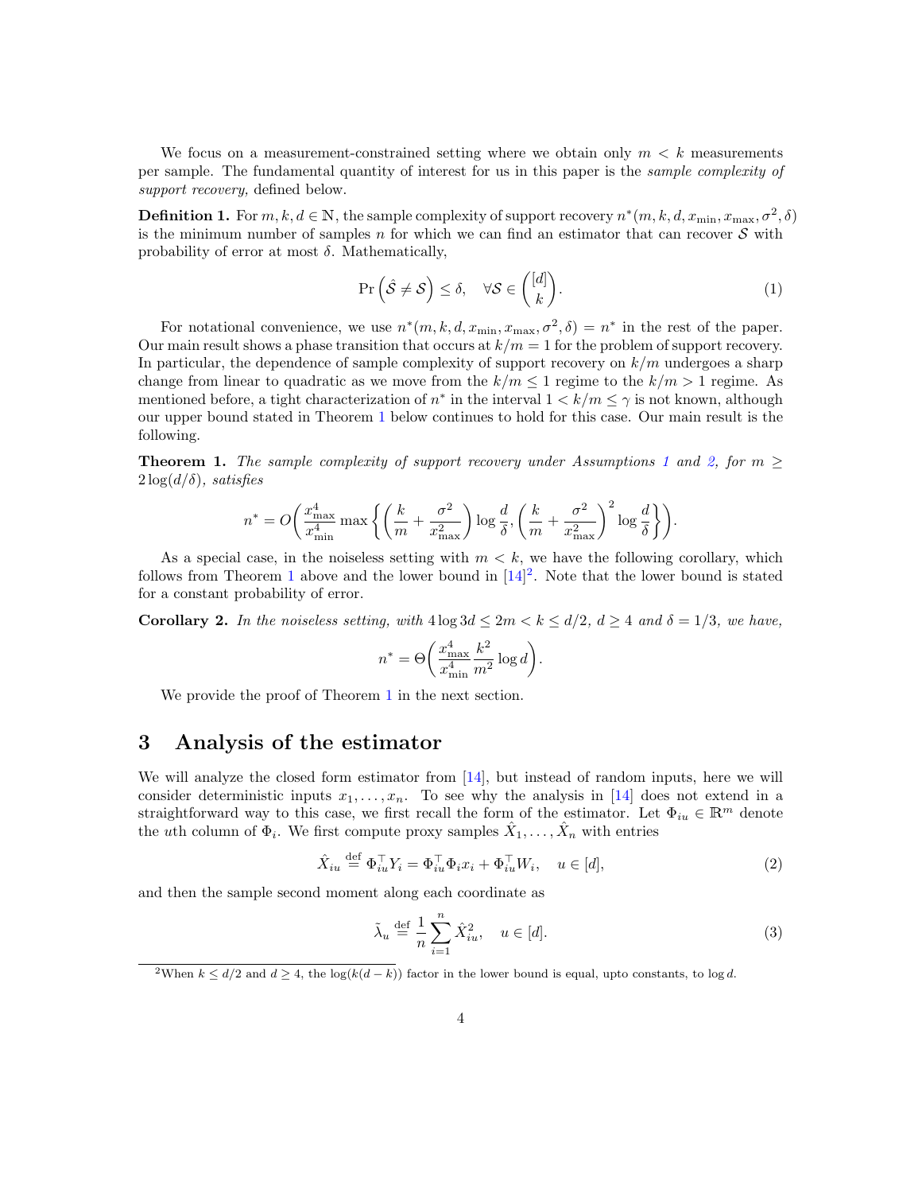We focus on a measurement-constrained setting where we obtain only $m < k$ measurements per sample. The fundamental quantity of interest for us in this paper is the *sample complexity of support recovery,* defined below.

**Definition 1.** For $m, k, d \in \mathbb{N}$, the sample complexity of support recovery $n^*(m, k, d, x_{\min}, x_{\max}, \sigma^2, \delta)$ is the minimum number of samples $n$ for which we can find an estimator that can recover $\mathcal{S}$ with probability of error at most $\delta$. Mathematically,

$$\Pr\left(\hat{\mathcal{S}} \neq \mathcal{S}\right) \leq \delta, \quad \forall \mathcal{S} \in \binom{[d]}{k}. \tag{1}$$

For notational convenience, we use $n^*(m, k, d, x_{\min}, x_{\max}, \sigma^2, \delta) = n^*$ in the rest of the paper. Our main result shows a phase transition that occurs at $k/m = 1$ for the problem of support recovery. In particular, the dependence of sample complexity of support recovery on $k/m$ undergoes a sharp change from linear to quadratic as we move from the $k/m \leq 1$ regime to the $k/m > 1$ regime. As mentioned before, a tight characterization of $n^*$ in the interval $1 < k/m \leq \gamma$ is not known, although our upper bound stated in Theorem 1 below continues to hold for this case. Our main result is the following.

**Theorem 1.** *The sample complexity of support recovery under Assumptions 1 and 2, for $m \geq 2\log(d/\delta)$, satisfies*

$$n^* = O\left(\frac{x_{\max}^4}{x_{\min}^4} \max\left\{\left(\frac{k}{m} + \frac{\sigma^2}{x_{\max}^2}\right)\log\frac{d}{\delta}, \left(\frac{k}{m} + \frac{\sigma^2}{x_{\max}^2}\right)^2 \log\frac{d}{\delta}\right\}\right).$$

As a special case, in the noiseless setting with $m < k$, we have the following corollary, which follows from Theorem 1 above and the lower bound in [14][2]. Note that the lower bound is stated for a constant probability of error.

**Corollary 2.** *In the noiseless setting, with $4\log 3d \leq 2m < k \leq d/2$, $d \geq 4$ and $\delta = 1/3$, we have,*

$$n^* = \Theta\left(\frac{x_{\max}^4}{x_{\min}^4} \frac{k^2}{m^2} \log d\right).$$

We provide the proof of Theorem 1 in the next section.

## 3 Analysis of the estimator

We will analyze the closed form estimator from [14], but instead of random inputs, here we will consider deterministic inputs $x_1, \ldots, x_n$. To see why the analysis in [14] does not extend in a straightforward way to this case, we first recall the form of the estimator. Let $\Phi_{iu} \in \mathbb{R}^m$ denote the $u$th column of $\Phi_i$. We first compute proxy samples $\hat{X}_1, \ldots, \hat{X}_n$ with entries

$$\hat{X}_{iu} \stackrel{\text{def}}{=} \Phi_{iu}^\top Y_i = \Phi_{iu}^\top \Phi_i x_i + \Phi_{iu}^\top W_i, \quad u \in [d], \tag{2}$$

and then the sample second moment along each coordinate as

$$\tilde{\lambda}_u \stackrel{\text{def}}{=} \frac{1}{n}\sum_{i=1}^{n} \hat{X}_{iu}^2, \quad u \in [d]. \tag{3}$$

[2]When $k \leq d/2$ and $d \geq 4$, the $\log(k(d-k))$ factor in the lower bound is equal, upto constants, to $\log d$.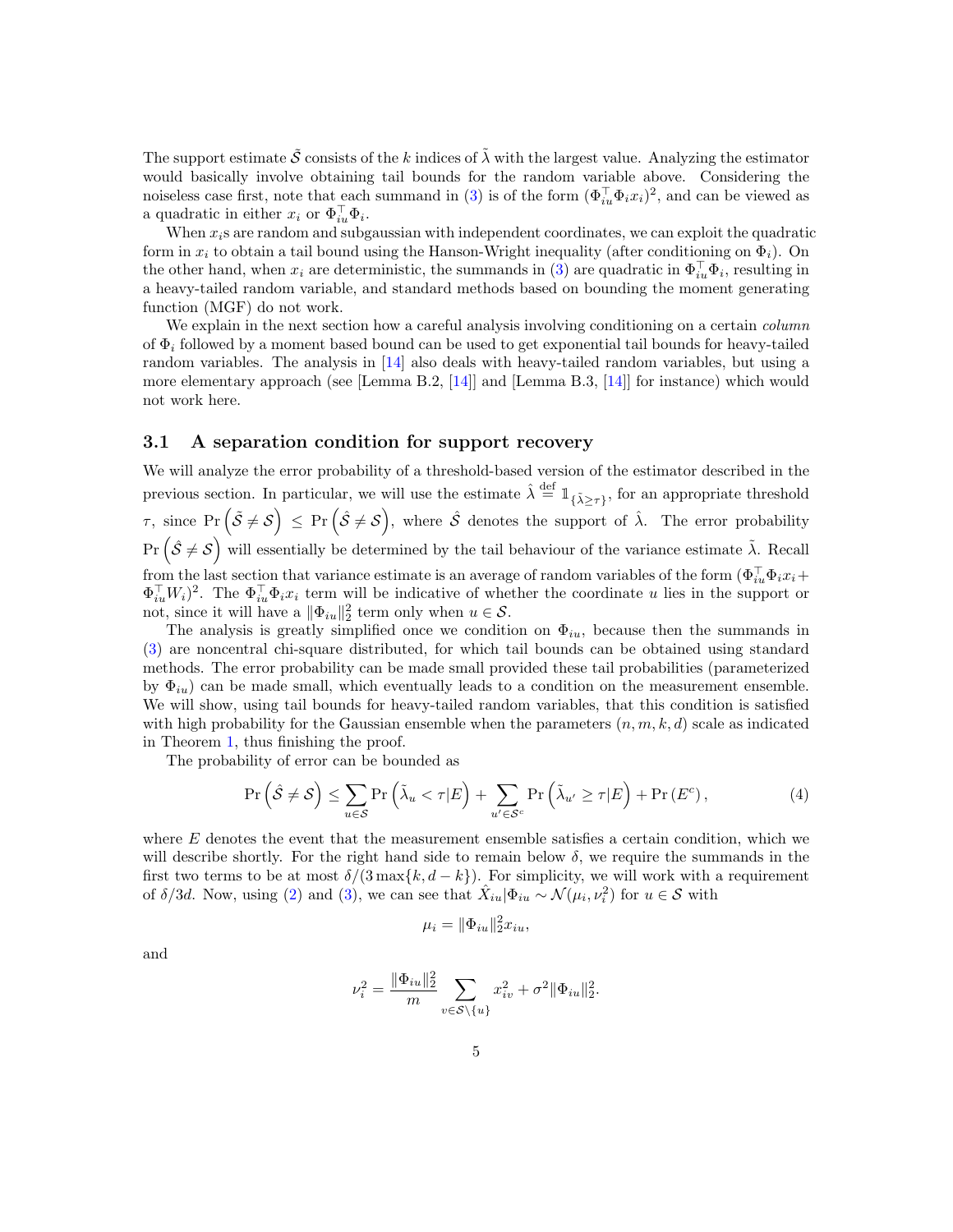The support estimate $\tilde{\mathcal{S}}$ consists of the $k$ indices of $\tilde{\lambda}$ with the largest value. Analyzing the estimator would basically involve obtaining tail bounds for the random variable above. Considering the noiseless case first, note that each summand in (3) is of the form $(\Phi_{iu}^\top \Phi_i x_i)^2$, and can be viewed as a quadratic in either $x_i$ or $\Phi_{iu}^\top \Phi_i$.

When $x_i$s are random and subgaussian with independent coordinates, we can exploit the quadratic form in $x_i$ to obtain a tail bound using the Hanson-Wright inequality (after conditioning on $\Phi_i$). On the other hand, when $x_i$ are deterministic, the summands in (3) are quadratic in $\Phi_{iu}^\top \Phi_i$, resulting in a heavy-tailed random variable, and standard methods based on bounding the moment generating function (MGF) do not work.

We explain in the next section how a careful analysis involving conditioning on a certain *column* of $\Phi_i$ followed by a moment based bound can be used to get exponential tail bounds for heavy-tailed random variables. The analysis in [14] also deals with heavy-tailed random variables, but using a more elementary approach (see [Lemma B.2, [14]] and [Lemma B.3, [14]] for instance) which would not work here.

### 3.1 A separation condition for support recovery

We will analyze the error probability of a threshold-based version of the estimator described in the previous section. In particular, we will use the estimate $\hat{\lambda} \stackrel{\text{def}}{=} \mathbb{1}_{\{\tilde{\lambda} \geq \tau\}}$, for an appropriate threshold $\tau$, since $\Pr\left(\tilde{\mathcal{S}} \neq \mathcal{S}\right) \leq \Pr\left(\hat{\mathcal{S}} \neq \mathcal{S}\right)$, where $\hat{\mathcal{S}}$ denotes the support of $\hat{\lambda}$. The error probability $\Pr\left(\hat{\mathcal{S}} \neq \mathcal{S}\right)$ will essentially be determined by the tail behaviour of the variance estimate $\tilde{\lambda}$. Recall from the last section that variance estimate is an average of random variables of the form $(\Phi_{iu}^\top \Phi_i x_i + \Phi_{iu}^\top W_i)^2$. The $\Phi_{iu}^\top \Phi_i x_i$ term will be indicative of whether the coordinate $u$ lies in the support or not, since it will have a $\|\Phi_{iu}\|_2^2$ term only when $u \in \mathcal{S}$.

The analysis is greatly simplified once we condition on $\Phi_{iu}$, because then the summands in (3) are noncentral chi-square distributed, for which tail bounds can be obtained using standard methods. The error probability can be made small provided these tail probabilities (parameterized by $\Phi_{iu}$) can be made small, which eventually leads to a condition on the measurement ensemble. We will show, using tail bounds for heavy-tailed random variables, that this condition is satisfied with high probability for the Gaussian ensemble when the parameters $(n, m, k, d)$ scale as indicated in Theorem 1, thus finishing the proof.

The probability of error can be bounded as

$$\Pr\left(\hat{\mathcal{S}} \neq \mathcal{S}\right) \leq \sum_{u \in \mathcal{S}} \Pr\left(\tilde{\lambda}_u < \tau | E\right) + \sum_{u' \in \mathcal{S}^c} \Pr\left(\tilde{\lambda}_{u'} \geq \tau | E\right) + \Pr\left(E^c\right), \tag{4}$$

where $E$ denotes the event that the measurement ensemble satisfies a certain condition, which we will describe shortly. For the right hand side to remain below $\delta$, we require the summands in the first two terms to be at most $\delta/(3\max\{k, d-k\})$. For simplicity, we will work with a requirement of $\delta/3d$. Now, using (2) and (3), we can see that $\hat{X}_{iu} | \Phi_{iu} \sim \mathcal{N}(\mu_i, \nu_i^2)$ for $u \in \mathcal{S}$ with

$$\mu_i = \|\Phi_{iu}\|_2^2 x_{iu},$$

and

$$\nu_i^2 = \frac{\|\Phi_{iu}\|_2^2}{m} \sum_{v \in \mathcal{S} \setminus \{u\}} x_{iv}^2 + \sigma^2 \|\Phi_{iu}\|_2^2.$$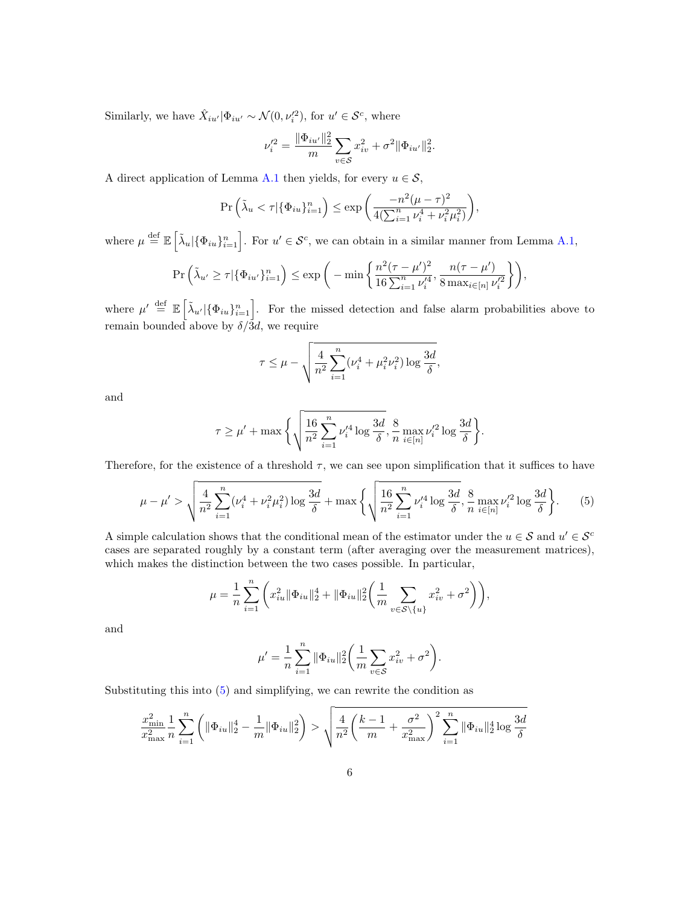Similarly, we have $\hat{X}_{iu'}|\Phi_{iu'} \sim \mathcal{N}(0, \nu_i'^2)$, for $u' \in \mathcal{S}^c$, where

$$\nu_i'^2 = \frac{\|\Phi_{iu'}\|_2^2}{m} \sum_{v \in \mathcal{S}} x_{iv}^2 + \sigma^2 \|\Phi_{iu'}\|_2^2.$$

A direct application of Lemma A.1 then yields, for every $u \in \mathcal{S}$,

$$\Pr\left(\tilde{\lambda}_u < \tau | \{\Phi_{iu}\}_{i=1}^n\right) \leq \exp\left(\frac{-n^2(\mu - \tau)^2}{4(\sum_{i=1}^n \nu_i^4 + \nu_i^2 \mu_i^2)}\right),$$

where $\mu \stackrel{\text{def}}{=} \mathbb{E}\left[\tilde{\lambda}_u | \{\Phi_{iu}\}_{i=1}^n\right]$. For $u' \in \mathcal{S}^c$, we can obtain in a similar manner from Lemma A.1,

$$\Pr\left(\tilde{\lambda}_{u'} \geq \tau | \{\Phi_{iu'}\}_{i=1}^n\right) \leq \exp\left( - \min\left\{ \frac{n^2(\tau - \mu')^2}{16 \sum_{i=1}^n \nu_i'^4}, \frac{n(\tau - \mu')}{8 \max_{i \in [n]} \nu_i'^2} \right\}\right),$$

where $\mu' \stackrel{\text{def}}{=} \mathbb{E}\left[\tilde{\lambda}_{u'} | \{\Phi_{iu}\}_{i=1}^n\right]$. For the missed detection and false alarm probabilities above to remain bounded above by $\delta/3d$, we require

$$\tau \leq \mu - \sqrt{\frac{4}{n^2} \sum_{i=1}^n (\nu_i^4 + \mu_i^2 \nu_i^2) \log \frac{3d}{\delta}},$$

and

$$\tau \geq \mu' + \max\left\{ \sqrt{\frac{16}{n^2} \sum_{i=1}^n \nu_i'^4 \log \frac{3d}{\delta}}, \frac{8}{n} \max_{i \in [n]} \nu_i'^2 \log \frac{3d}{\delta} \right\}.$$

Therefore, for the existence of a threshold $\tau$, we can see upon simplification that it suffices to have

$$\mu - \mu' > \sqrt{\frac{4}{n^2} \sum_{i=1}^n (\nu_i^4 + \nu_i^2 \mu_i^2) \log \frac{3d}{\delta}} + \max\left\{ \sqrt{\frac{16}{n^2} \sum_{i=1}^n \nu_i'^4 \log \frac{3d}{\delta}}, \frac{8}{n} \max_{i \in [n]} \nu_i'^2 \log \frac{3d}{\delta} \right\}. \tag{5}$$

A simple calculation shows that the conditional mean of the estimator under the $u \in \mathcal{S}$ and $u' \in \mathcal{S}^c$ cases are separated roughly by a constant term (after averaging over the measurement matrices), which makes the distinction between the two cases possible. In particular,

$$\mu = \frac{1}{n} \sum_{i=1}^n \left( x_{iu}^2 \|\Phi_{iu}\|_2^4 + \|\Phi_{iu}\|_2^2 \left( \frac{1}{m} \sum_{v \in \mathcal{S} \setminus \{u\}} x_{iv}^2 + \sigma^2 \right) \right),$$

and

$$\mu' = \frac{1}{n} \sum_{i=1}^n \|\Phi_{iu}\|_2^2 \left( \frac{1}{m} \sum_{v \in \mathcal{S}} x_{iv}^2 + \sigma^2 \right).$$

Substituting this into (5) and simplifying, we can rewrite the condition as

$$\frac{x_{\min}^2}{x_{\max}^2} \frac{1}{n} \sum_{i=1}^n \left( \|\Phi_{iu}\|_2^4 - \frac{1}{m} \|\Phi_{iu}\|_2^2 \right) > \sqrt{\frac{4}{n^2} \left( \frac{k-1}{m} + \frac{\sigma^2}{x_{\max}^2} \right)^2 \sum_{i=1}^n \|\Phi_{iu}\|_2^4 \log \frac{3d}{\delta}}$$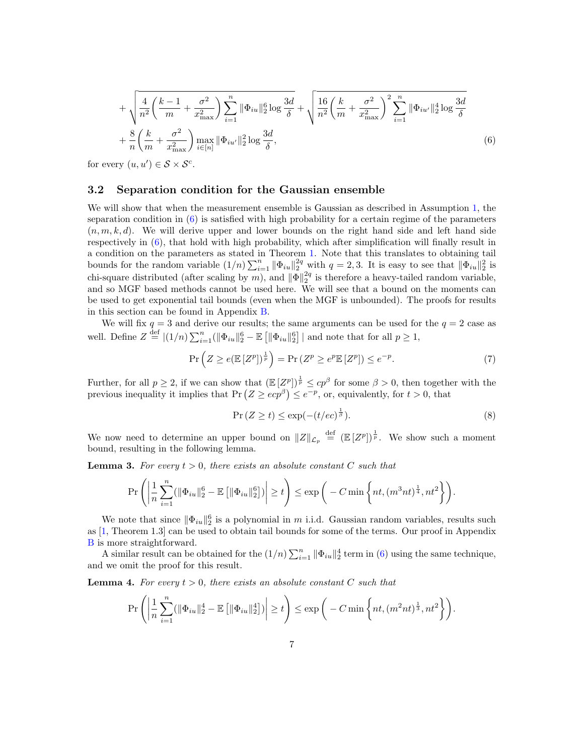$$
+\sqrt{\frac{4}{n^2}\left(\frac{k-1}{m}+\frac{\sigma^2}{x_{\max}^2}\right)\sum_{i=1}^n \|\Phi_{iu}\|_2^6 \log\frac{3d}{\delta}}+\sqrt{\frac{16}{n^2}\left(\frac{k}{m}+\frac{\sigma^2}{x_{\max}^2}\right)^2\sum_{i=1}^n \|\Phi_{iu'}\|_2^4 \log\frac{3d}{\delta}}
$$

$$
+\frac{8}{n}\left(\frac{k}{m}+\frac{\sigma^2}{x_{\max}^2}\right)\max_{i\in[n]}\|\Phi_{iu'}\|_2^2 \log\frac{3d}{\delta}, \tag{6}
$$

for every $(u, u') \in \mathcal{S} \times \mathcal{S}^c$.

### 3.2 Separation condition for the Gaussian ensemble

We will show that when the measurement ensemble is Gaussian as described in Assumption 1, the separation condition in (6) is satisfied with high probability for a certain regime of the parameters $(n, m, k, d)$. We will derive upper and lower bounds on the right hand side and left hand side respectively in (6), that hold with high probability, which after simplification will finally result in a condition on the parameters as stated in Theorem 1. Note that this translates to obtaining tail bounds for the random variable $(1/n)\sum_{i=1}^n \|\Phi_{iu}\|_2^{2q}$ with $q = 2, 3$. It is easy to see that $\|\Phi_{iu}\|_2^2$ is chi-square distributed (after scaling by $m$), and $\|\Phi\|_2^{2q}$ is therefore a heavy-tailed random variable, and so MGF based methods cannot be used here. We will see that a bound on the moments can be used to get exponential tail bounds (even when the MGF is unbounded). The proofs for results in this section can be found in Appendix B.

We will fix $q = 3$ and derive our results; the same arguments can be used for the $q = 2$ case as well. Define $Z \stackrel{\text{def}}{=} |(1/n)\sum_{i=1}^n (\|\Phi_{iu}\|_2^6 - \mathbb{E}\left[\|\Phi_{iu}\|_2^6\right] |$ and note that for all $p \geq 1$,

$$
\Pr\left(Z \geq e(\mathbb{E}\left[Z^p\right])^{\frac{1}{p}}\right) = \Pr\left(Z^p \geq e^p \mathbb{E}\left[Z^p\right]\right) \leq e^{-p}. \tag{7}
$$

Further, for all $p \geq 2$, if we can show that $(\mathbb{E}\left[Z^p\right])^{\frac{1}{p}} \leq cp^\beta$ for some $\beta > 0$, then together with the previous inequality it implies that $\Pr\left(Z \geq ecp^\beta\right) \leq e^{-p}$, or, equivalently, for $t > 0$, that

$$
\Pr\left(Z \geq t\right) \leq \exp(-(t/ec)^{\frac{1}{\beta}}). \tag{8}
$$

We now need to determine an upper bound on $\|Z\|_{\mathcal{L}_p} \stackrel{\text{def}}{=} (\mathbb{E}\left[Z^p\right])^{\frac{1}{p}}$. We show such a moment bound, resulting in the following lemma.

**Lemma 3.** *For every $t > 0$, there exists an absolute constant $C$ such that*

$$
\Pr\left(\left|\frac{1}{n}\sum_{i=1}^n (\|\Phi_{iu}\|_2^6 - \mathbb{E}\left[\|\Phi_{iu}\|_2^6\right])\right| \geq t\right) \leq \exp\left(-C\min\left\{nt, (m^3nt)^{\frac{1}{4}}, nt^2\right\}\right).
$$

We note that since $\|\Phi_{iu}\|_2^6$ is a polynomial in $m$ i.i.d. Gaussian random variables, results such as [1, Theorem 1.3] can be used to obtain tail bounds for some of the terms. Our proof in Appendix B is more straightforward.

A similar result can be obtained for the $(1/n)\sum_{i=1}^n \|\Phi_{iu}\|_2^4$ term in (6) using the same technique, and we omit the proof for this result.

**Lemma 4.** *For every $t > 0$, there exists an absolute constant $C$ such that*

$$
\Pr\left(\left|\frac{1}{n}\sum_{i=1}^n (\|\Phi_{iu}\|_2^4 - \mathbb{E}\left[\|\Phi_{iu}\|_2^4\right])\right| \geq t\right) \leq \exp\left(-C\min\left\{nt, (m^2nt)^{\frac{1}{3}}, nt^2\right\}\right).
$$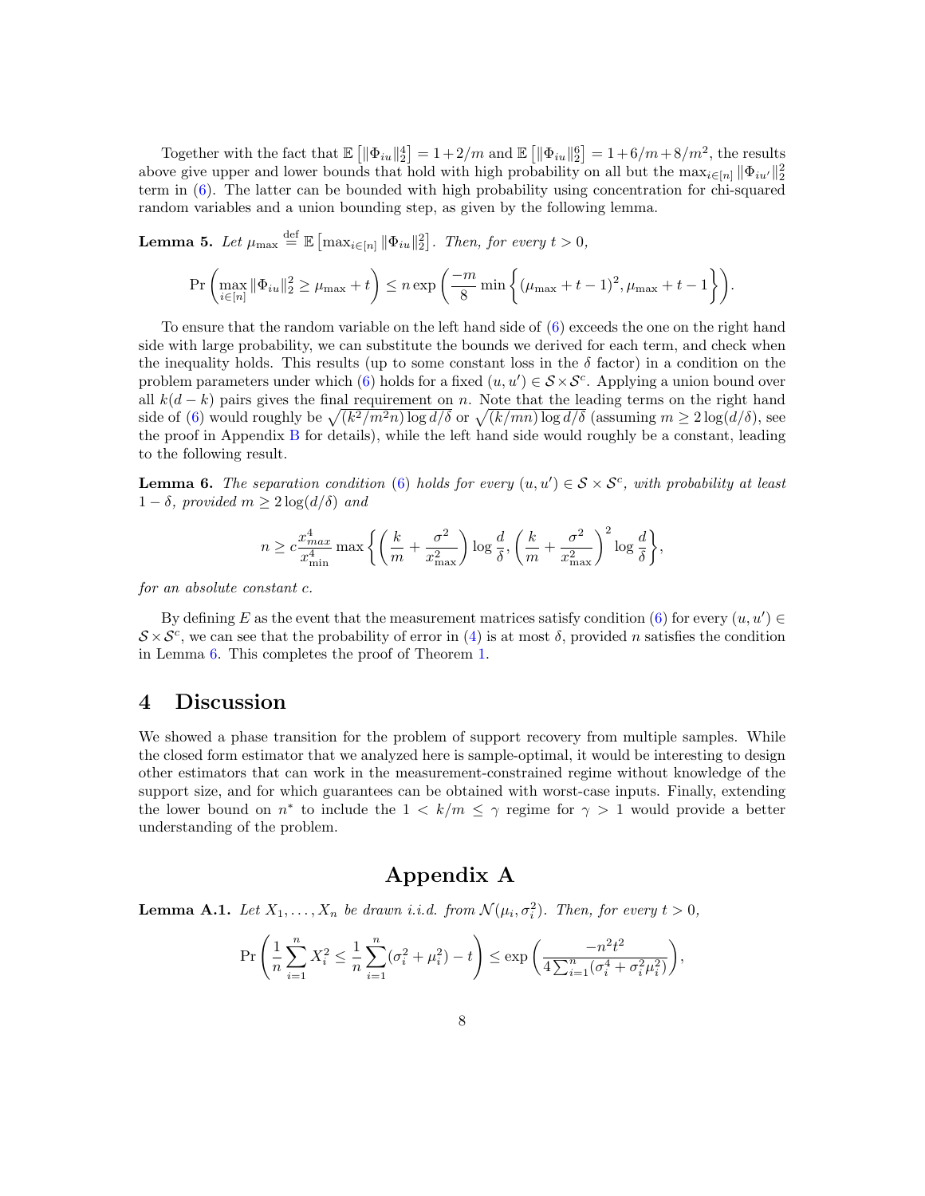Together with the fact that $\mathbb{E}\left[\|\Phi_{iu}\|_2^4\right] = 1 + 2/m$ and $\mathbb{E}\left[\|\Phi_{iu}\|_2^6\right] = 1 + 6/m + 8/m^2$, the results above give upper and lower bounds that hold with high probability on all but the $\max_{i\in[n]} \|\Phi_{iu'}\|_2^2$ term in (6). The latter can be bounded with high probability using concentration for chi-squared random variables and a union bounding step, as given by the following lemma.

**Lemma 5.** *Let $\mu_{\max} \stackrel{\text{def}}{=} \mathbb{E}\left[\max_{i\in[n]} \|\Phi_{iu}\|_2^2\right]$. Then, for every $t > 0$,*

$$\Pr\left(\max_{i\in[n]} \|\Phi_{iu}\|_2^2 \geq \mu_{\max} + t\right) \leq n \exp\left(\frac{-m}{8} \min\left\{(\mu_{\max} + t - 1)^2, \mu_{\max} + t - 1\right\}\right).$$

To ensure that the random variable on the left hand side of (6) exceeds the one on the right hand side with large probability, we can substitute the bounds we derived for each term, and check when the inequality holds. This results (up to some constant loss in the $\delta$ factor) in a condition on the problem parameters under which (6) holds for a fixed $(u, u') \in \mathcal{S} \times \mathcal{S}^c$. Applying a union bound over all $k(d-k)$ pairs gives the final requirement on $n$. Note that the leading terms on the right hand side of (6) would roughly be $\sqrt{(k^2/m^2 n)\log d/\delta}$ or $\sqrt{(k/mn)\log d/\delta}$ (assuming $m \geq 2\log(d/\delta)$, see the proof in Appendix B for details), while the left hand side would roughly be a constant, leading to the following result.

**Lemma 6.** *The separation condition (6) holds for every $(u, u') \in \mathcal{S} \times \mathcal{S}^c$, with probability at least $1 - \delta$, provided $m \geq 2\log(d/\delta)$ and*

$$n \geq c\frac{x_{max}^4}{x_{\min}^4} \max\left\{\left(\frac{k}{m} + \frac{\sigma^2}{x_{\max}^2}\right)\log\frac{d}{\delta}, \left(\frac{k}{m} + \frac{\sigma^2}{x_{\max}^2}\right)^2 \log\frac{d}{\delta}\right\},$$

*for an absolute constant $c$.*

By defining $E$ as the event that the measurement matrices satisfy condition (6) for every $(u, u') \in \mathcal{S} \times \mathcal{S}^c$, we can see that the probability of error in (4) is at most $\delta$, provided $n$ satisfies the condition in Lemma 6. This completes the proof of Theorem 1.

## 4 Discussion

We showed a phase transition for the problem of support recovery from multiple samples. While the closed form estimator that we analyzed here is sample-optimal, it would be interesting to design other estimators that can work in the measurement-constrained regime without knowledge of the support size, and for which guarantees can be obtained with worst-case inputs. Finally, extending the lower bound on $n^*$ to include the $1 < k/m \leq \gamma$ regime for $\gamma > 1$ would provide a better understanding of the problem.

# Appendix A

**Lemma A.1.** *Let $X_1, \ldots, X_n$ be drawn i.i.d. from $\mathcal{N}(\mu_i, \sigma_i^2)$. Then, for every $t > 0$,*

$$\Pr\left(\frac{1}{n}\sum_{i=1}^n X_i^2 \leq \frac{1}{n}\sum_{i=1}^n (\sigma_i^2 + \mu_i^2) - t\right) \leq \exp\left(\frac{-n^2 t^2}{4\sum_{i=1}^n (\sigma_i^4 + \sigma_i^2 \mu_i^2)}\right),$$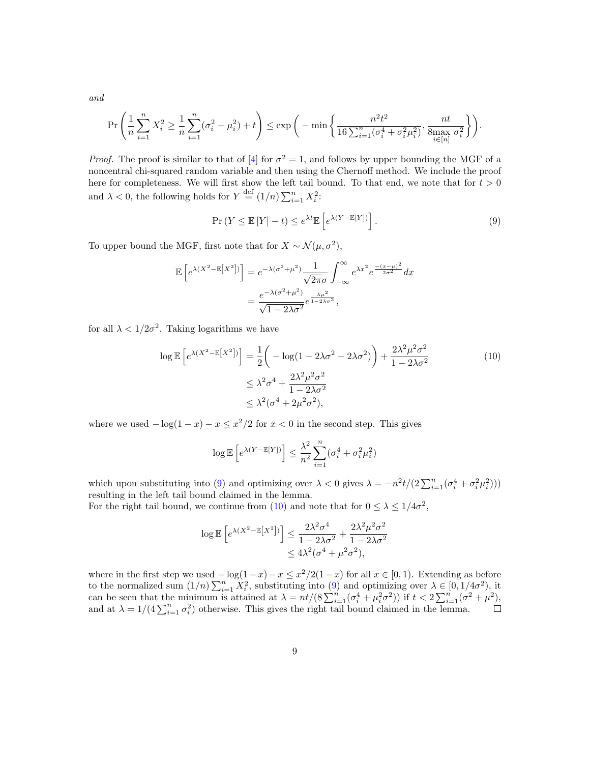*and*

$$\Pr\left(\frac{1}{n}\sum_{i=1}^{n} X_i^2 \geq \frac{1}{n}\sum_{i=1}^{n}(\sigma_i^2 + \mu_i^2) + t\right) \leq \exp\left( - \min\left\{ \frac{n^2 t^2}{16\sum_{i=1}^{n}(\sigma_i^4 + \sigma_i^2\mu_i^2)}, \frac{nt}{8\max\limits_{i\in[n]} \sigma_i^2} \right\}\right).$$

*Proof.* The proof is similar to that of [4] for $\sigma^2 = 1$, and follows by upper bounding the MGF of a noncentral chi-squared random variable and then using the Chernoff method. We include the proof here for completeness. We will first show the left tail bound. To that end, we note that for $t > 0$ and $\lambda < 0$, the following holds for $Y \stackrel{\text{def}}{=} (1/n)\sum_{i=1}^{n} X_i^2$:

$$\Pr\left(Y \leq \mathbb{E}\left[Y\right] - t\right) \leq e^{\lambda t}\mathbb{E}\left[e^{\lambda(Y - \mathbb{E}[Y])}\right]. \tag{9}$$

To upper bound the MGF, first note that for $X \sim \mathcal{N}(\mu, \sigma^2)$,

$$\begin{aligned}
\mathbb{E}\left[e^{\lambda(X^2 - \mathbb{E}[X^2])}\right] &= e^{-\lambda(\sigma^2+\mu^2)}\frac{1}{\sqrt{2\pi}\sigma}\int_{-\infty}^{\infty} e^{\lambda x^2} e^{\frac{-(x-\mu)^2}{2\sigma^2}}dx \\
&= \frac{e^{-\lambda(\sigma^2+\mu^2)}}{\sqrt{1-2\lambda\sigma^2}} e^{\frac{\lambda\mu^2}{1-2\lambda\sigma^2}},
\end{aligned}$$

for all $\lambda < 1/2\sigma^2$. Taking logarithms we have

$$\begin{aligned}
\log \mathbb{E}\left[e^{\lambda(X^2 - \mathbb{E}[X^2])}\right] &= \frac{1}{2}\bigg( - \log(1 - 2\lambda\sigma^2 - 2\lambda\sigma^2)\bigg) + \frac{2\lambda^2\mu^2\sigma^2}{1-2\lambda\sigma^2} \\
&\leq \lambda^2\sigma^4 + \frac{2\lambda^2\mu^2\sigma^2}{1-2\lambda\sigma^2} \\
&\leq \lambda^2(\sigma^4 + 2\mu^2\sigma^2),
\end{aligned} \tag{10}$$

where we used $-\log(1-x) - x \leq x^2/2$ for $x < 0$ in the second step. This gives

$$\log \mathbb{E}\left[e^{\lambda(Y - \mathbb{E}[Y])}\right] \leq \frac{\lambda^2}{n^2}\sum_{i=1}^{n}(\sigma_i^4 + \sigma_i^2\mu_i^2)$$

which upon substituting into (9) and optimizing over $\lambda < 0$ gives $\lambda = -n^2 t/(2\sum_{i=1}^{n}(\sigma_i^4 + \sigma_i^2\mu_i^2)))$ resulting in the left tail bound claimed in the lemma.
For the right tail bound, we continue from (10) and note that for $0 \leq \lambda \leq 1/4\sigma^2$,

$$\begin{aligned}
\log \mathbb{E}\left[e^{\lambda(X^2 - \mathbb{E}[X^2])}\right] &\leq \frac{2\lambda^2\sigma^4}{1-2\lambda\sigma^2} + \frac{2\lambda^2\mu^2\sigma^2}{1-2\lambda\sigma^2} \\
&\leq 4\lambda^2(\sigma^4 + \mu^2\sigma^2),
\end{aligned}$$

where in the first step we used $-\log(1-x) - x \leq x^2/2(1-x)$ for all $x \in [0, 1)$. Extending as before to the normalized sum $(1/n)\sum_{i=1}^{n} X_i^2$, substituting into (9) and optimizing over $\lambda \in [0, 1/4\sigma^2)$, it can be seen that the minimum is attained at $\lambda = nt/(8\sum_{i=1}^{n}(\sigma_i^4 + \mu_i^2\sigma^2))$ if $t < 2\sum_{i=1}^{n}(\sigma^2 + \mu^2)$, and at $\lambda = 1/(4\sum_{i=1}^{n}\sigma_i^2)$ otherwise. This gives the right tail bound claimed in the lemma. $\square$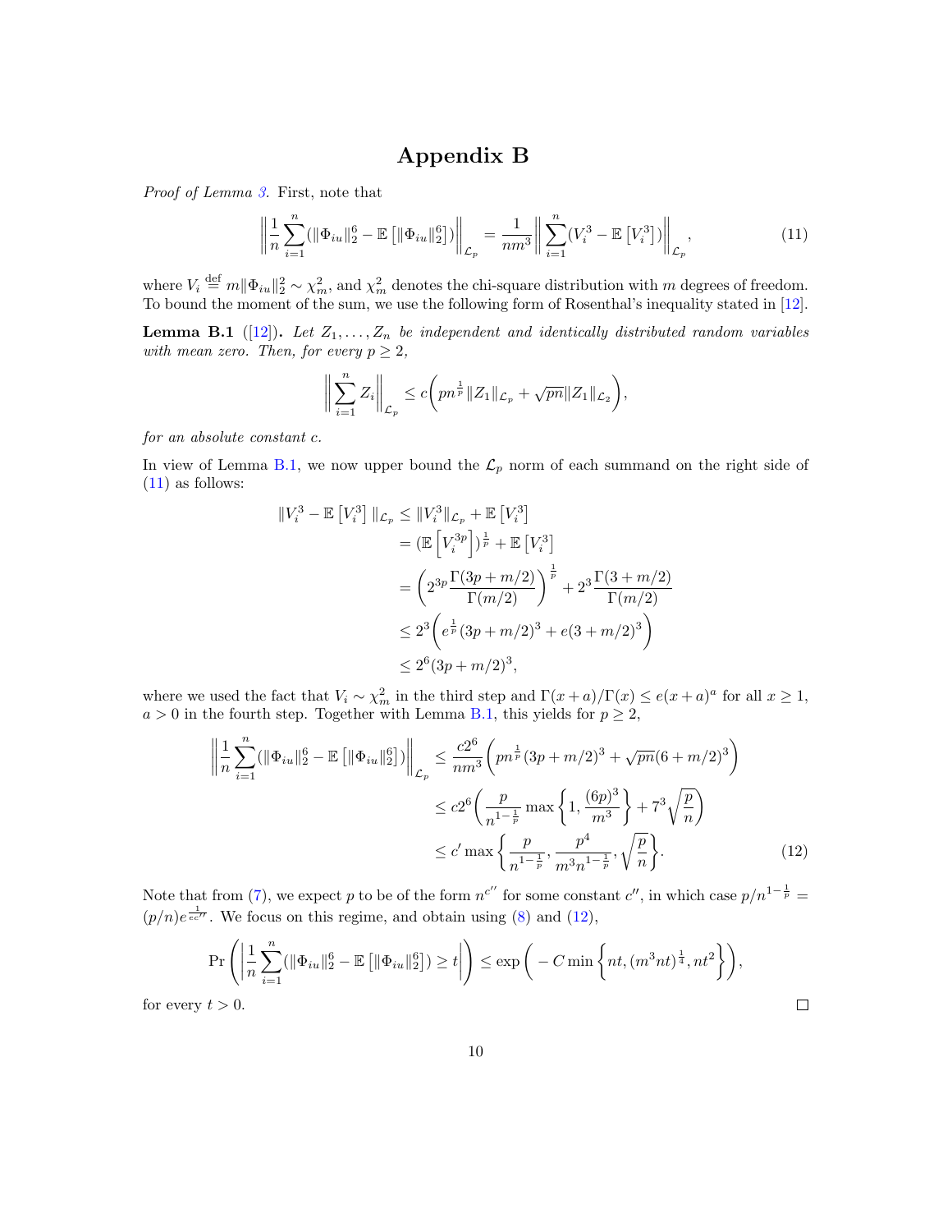# Appendix B

*Proof of Lemma 3.* First, note that

$$\left\| \frac{1}{n} \sum_{i=1}^{n} (\|\Phi_{iu}\|_2^6 - \mathbb{E}\left[\|\Phi_{iu}\|_2^6\right]) \right\|_{\mathcal{L}_p} = \frac{1}{nm^3} \left\| \sum_{i=1}^{n} (V_i^3 - \mathbb{E}\left[V_i^3\right]) \right\|_{\mathcal{L}_p}, \tag{11}$$

where $V_i \stackrel{\text{def}}{=} m\|\Phi_{iu}\|_2^2 \sim \chi_m^2$, and $\chi_m^2$ denotes the chi-square distribution with $m$ degrees of freedom. To bound the moment of the sum, we use the following form of Rosenthal's inequality stated in [12].

**Lemma B.1** ([12])**.** *Let $Z_1, \ldots, Z_n$ be independent and identically distributed random variables with mean zero. Then, for every $p \geq 2$,*

$$\left\| \sum_{i=1}^{n} Z_i \right\|_{\mathcal{L}_p} \leq c\left( pn^{\frac{1}{p}} \|Z_1\|_{\mathcal{L}_p} + \sqrt{pn} \|Z_1\|_{\mathcal{L}_2} \right),$$

*for an absolute constant $c$.*

In view of Lemma B.1, we now upper bound the $\mathcal{L}_p$ norm of each summand on the right side of (11) as follows:

$$\begin{aligned}
\|V_i^3 - \mathbb{E}\left[V_i^3\right] \|_{\mathcal{L}_p} &\leq \|V_i^3\|_{\mathcal{L}_p} + \mathbb{E}\left[V_i^3\right] \\
&= (\mathbb{E}\left[V_i^{3p}\right])^{\frac{1}{p}} + \mathbb{E}\left[V_i^3\right] \\
&= \left( 2^{3p} \frac{\Gamma(3p + m/2)}{\Gamma(m/2)} \right)^{\frac{1}{p}} + 2^3 \frac{\Gamma(3 + m/2)}{\Gamma(m/2)} \\
&\leq 2^3 \left( e^{\frac{1}{p}} (3p + m/2)^3 + e(3 + m/2)^3 \right) \\
&\leq 2^6 (3p + m/2)^3,
\end{aligned}$$

where we used the fact that $V_i \sim \chi_m^2$ in the third step and $\Gamma(x + a)/\Gamma(x) \leq e(x + a)^a$ for all $x \geq 1$, $a > 0$ in the fourth step. Together with Lemma B.1, this yields for $p \geq 2$,

$$\begin{aligned}
\left\| \frac{1}{n} \sum_{i=1}^{n} (\|\Phi_{iu}\|_2^6 - \mathbb{E}\left[\|\Phi_{iu}\|_2^6\right]) \right\|_{\mathcal{L}_p} &\leq \frac{c2^6}{nm^3} \left( pn^{\frac{1}{p}} (3p + m/2)^3 + \sqrt{pn} (6 + m/2)^3 \right) \\
&\leq c2^6 \left( \frac{p}{n^{1-\frac{1}{p}}} \max\left\{1, \frac{(6p)^3}{m^3}\right\} + 7^3 \sqrt{\frac{p}{n}} \right) \\
&\leq c' \max\left\{ \frac{p}{n^{1-\frac{1}{p}}}, \frac{p^4}{m^3 n^{1-\frac{1}{p}}}, \sqrt{\frac{p}{n}} \right\}.
\end{aligned} \tag{12}$$

Note that from (7), we expect $p$ to be of the form $n^{c''}$ for some constant $c''$, in which case $p/n^{1-\frac{1}{p}} = (p/n)e^{\frac{1}{ec''}}$. We focus on this regime, and obtain using (8) and (12),

$$\Pr\left( \left| \frac{1}{n} \sum_{i=1}^{n} (\|\Phi_{iu}\|_2^6 - \mathbb{E}\left[\|\Phi_{iu}\|_2^6\right]) \geq t \right| \right) \leq \exp\left( -C \min\left\{ nt, (m^3 nt)^{\frac{1}{4}}, nt^2 \right\} \right),$$

for every $t > 0$. □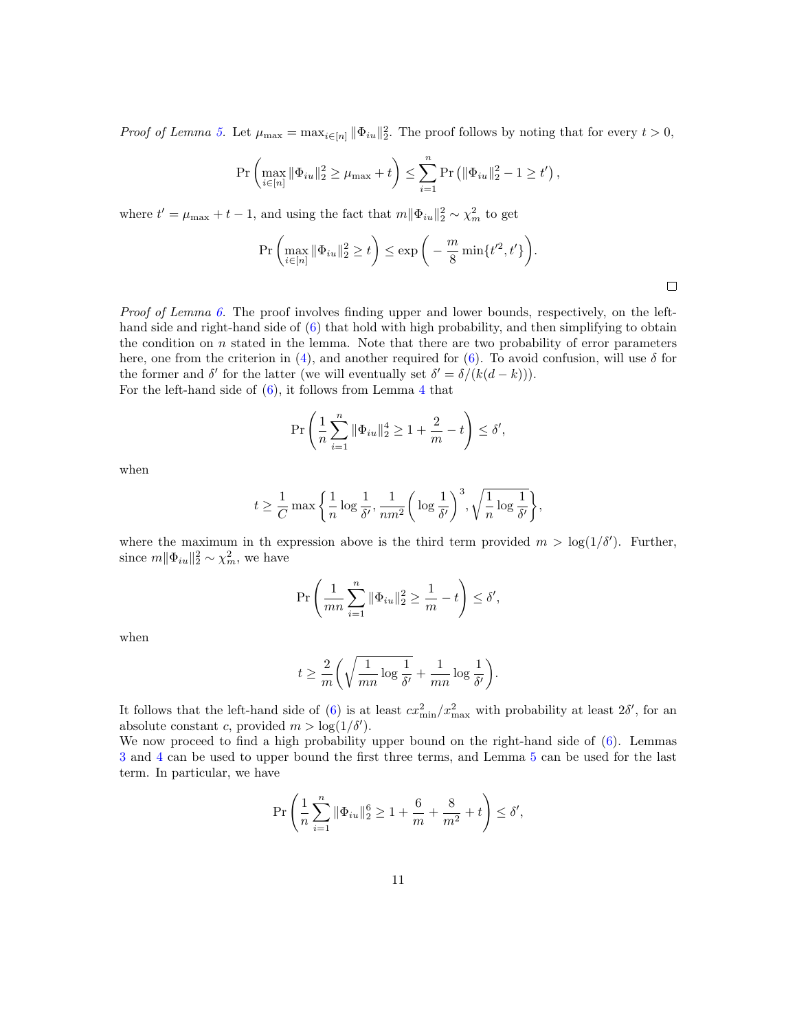*Proof of Lemma 5.* Let $\mu_{\max} = \max_{i\in[n]} \|\Phi_{iu}\|_2^2$. The proof follows by noting that for every $t > 0$,

$$
\Pr\left(\max_{i\in[n]} \|\Phi_{iu}\|_2^2 \geq \mu_{\max} + t\right) \leq \sum_{i=1}^{n} \Pr\left(\|\Phi_{iu}\|_2^2 - 1 \geq t'\right),
$$

where $t' = \mu_{\max} + t - 1$, and using the fact that $m\|\Phi_{iu}\|_2^2 \sim \chi_m^2$ to get

$$
\Pr\left(\max_{i\in[n]} \|\Phi_{iu}\|_2^2 \geq t\right) \leq \exp\bigg(-\frac{m}{8}\min\{t'^2, t'\}\bigg).
$$

□

*Proof of Lemma 6.* The proof involves finding upper and lower bounds, respectively, on the left-hand side and right-hand side of (6) that hold with high probability, and then simplifying to obtain the condition on $n$ stated in the lemma. Note that there are two probability of error parameters here, one from the criterion in (4), and another required for (6). To avoid confusion, will use $\delta$ for the former and $\delta'$ for the latter (we will eventually set $\delta' = \delta/(k(d-k))$).
For the left-hand side of (6), it follows from Lemma 4 that

$$
\Pr\left(\frac{1}{n}\sum_{i=1}^{n} \|\Phi_{iu}\|_2^4 \geq 1 + \frac{2}{m} - t\right) \leq \delta',
$$

when

$$
t \geq \frac{1}{C}\max\left\{\frac{1}{n}\log\frac{1}{\delta'}, \frac{1}{nm^2}\bigg(\log\frac{1}{\delta'}\bigg)^3, \sqrt{\frac{1}{n}\log\frac{1}{\delta'}}\right\},
$$

where the maximum in th expression above is the third term provided $m > \log(1/\delta')$. Further, since $m\|\Phi_{iu}\|_2^2 \sim \chi_m^2$, we have

$$
\Pr\left(\frac{1}{mn}\sum_{i=1}^{n} \|\Phi_{iu}\|_2^2 \geq \frac{1}{m} - t\right) \leq \delta',
$$

when

$$
t \geq \frac{2}{m}\bigg(\sqrt{\frac{1}{mn}\log\frac{1}{\delta'}} + \frac{1}{mn}\log\frac{1}{\delta'}\bigg).
$$

It follows that the left-hand side of (6) is at least $cx_{\min}^2/x_{\max}^2$ with probability at least $2\delta'$, for an absolute constant $c$, provided $m > \log(1/\delta')$.
We now proceed to find a high probability upper bound on the right-hand side of (6). Lemmas 3 and 4 can be used to upper bound the first three terms, and Lemma 5 can be used for the last term. In particular, we have

$$
\Pr\left(\frac{1}{n}\sum_{i=1}^{n} \|\Phi_{iu}\|_2^6 \geq 1 + \frac{6}{m} + \frac{8}{m^2} + t\right) \leq \delta',
$$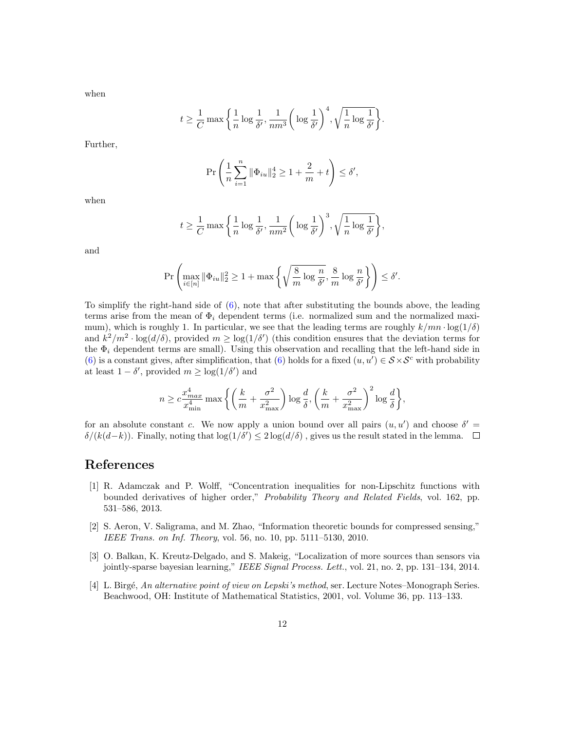when

$$t \geq \frac{1}{C} \max \left\{ \frac{1}{n} \log \frac{1}{\delta'}, \frac{1}{nm^3} \bigg( \log \frac{1}{\delta'} \bigg)^4, \sqrt{\frac{1}{n} \log \frac{1}{\delta'}} \right\}.$$

Further,

$$\Pr\left( \frac{1}{n} \sum_{i=1}^{n} \|\Phi_{iu}\|_2^4 \geq 1 + \frac{2}{m} + t \right) \leq \delta',$$

when

$$t \geq \frac{1}{C} \max \left\{ \frac{1}{n} \log \frac{1}{\delta'}, \frac{1}{nm^2} \bigg( \log \frac{1}{\delta'} \bigg)^3, \sqrt{\frac{1}{n} \log \frac{1}{\delta'}} \right\},$$

and

$$\Pr\left( \max_{i \in [n]} \|\Phi_{iu}\|_2^2 \geq 1 + \max\left\{ \sqrt{\frac{8}{m} \log \frac{n}{\delta'}}, \frac{8}{m} \log \frac{n}{\delta'} \right\} \right) \leq \delta'.$$

To simplify the right-hand side of (6), note that after substituting the bounds above, the leading terms arise from the mean of $\Phi_i$ dependent terms (i.e. normalized sum and the normalized maximum), which is roughly 1. In particular, we see that the leading terms are roughly $k/mn \cdot \log(1/\delta)$ and $k^2/m^2 \cdot \log(d/\delta)$, provided $m \geq \log(1/\delta')$ (this condition ensures that the deviation terms for the $\Phi_i$ dependent terms are small). Using this observation and recalling that the left-hand side in (6) is a constant gives, after simplification, that (6) holds for a fixed $(u, u') \in \mathcal{S} \times \mathcal{S}^c$ with probability at least $1 - \delta'$, provided $m \geq \log(1/\delta')$ and

$$n \geq c \frac{x_{max}^4}{x_{\min}^4} \max\left\{ \left( \frac{k}{m} + \frac{\sigma^2}{x_{\max}^2} \right) \log \frac{d}{\delta}, \left( \frac{k}{m} + \frac{\sigma^2}{x_{\max}^2} \right)^2 \log \frac{d}{\delta} \right\},$$

for an absolute constant $c$. We now apply a union bound over all pairs $(u, u')$ and choose $\delta' = \delta/(k(d-k))$. Finally, noting that $\log(1/\delta') \leq 2\log(d/\delta)$ , gives us the result stated in the lemma. □

# References

[1] R. Adamczak and P. Wolff, "Concentration inequalities for non-Lipschitz functions with bounded derivatives of higher order," *Probability Theory and Related Fields*, vol. 162, pp. 531–586, 2013.

[2] S. Aeron, V. Saligrama, and M. Zhao, "Information theoretic bounds for compressed sensing," *IEEE Trans. on Inf. Theory*, vol. 56, no. 10, pp. 5111–5130, 2010.

[3] O. Balkan, K. Kreutz-Delgado, and S. Makeig, "Localization of more sources than sensors via jointly-sparse bayesian learning," *IEEE Signal Process. Lett.*, vol. 21, no. 2, pp. 131–134, 2014.

[4] L. Birgé, *An alternative point of view on Lepski's method*, ser. Lecture Notes–Monograph Series. Beachwood, OH: Institute of Mathematical Statistics, 2001, vol. Volume 36, pp. 113–133.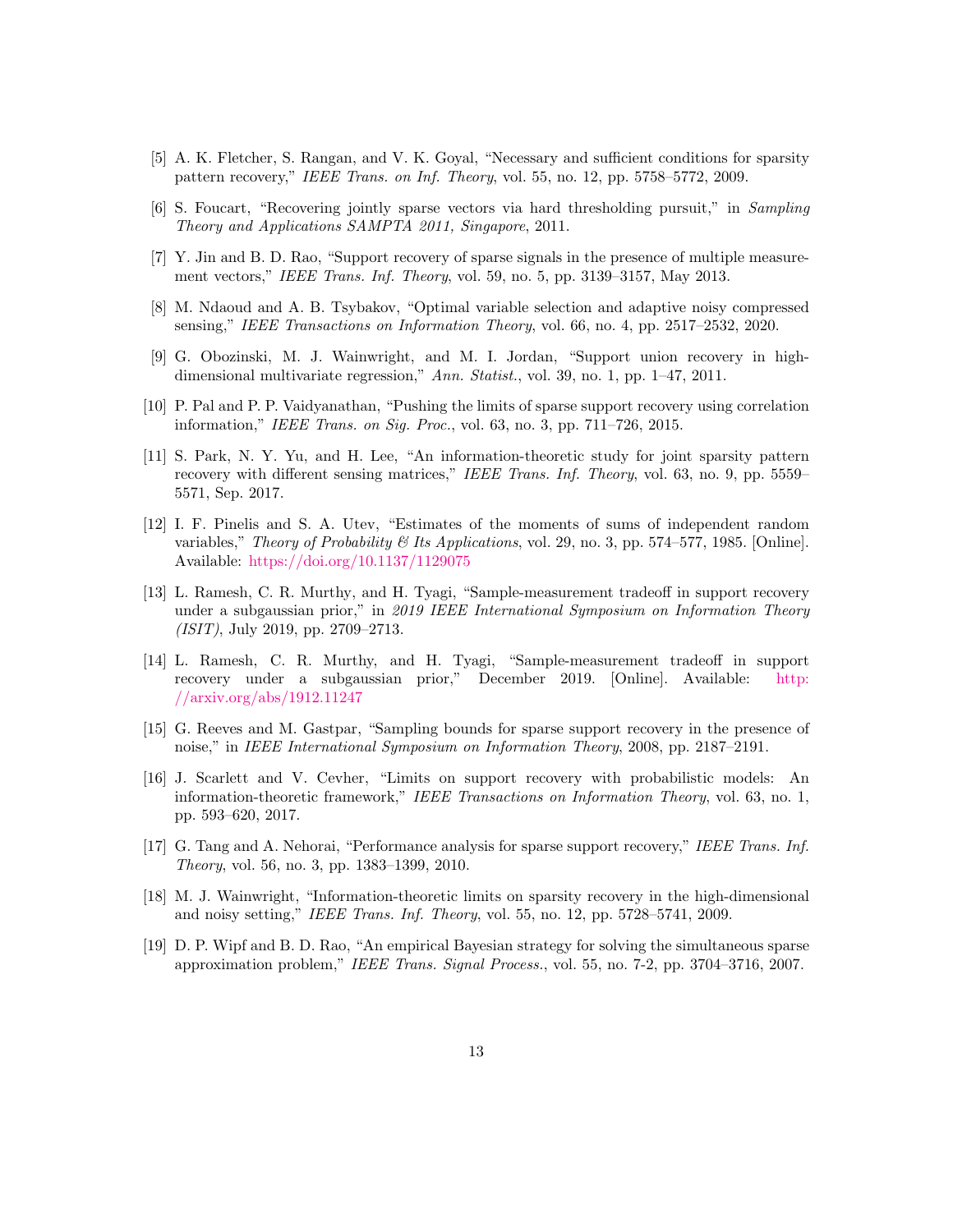[5] A. K. Fletcher, S. Rangan, and V. K. Goyal, "Necessary and sufficient conditions for sparsity pattern recovery," *IEEE Trans. on Inf. Theory*, vol. 55, no. 12, pp. 5758–5772, 2009.

[6] S. Foucart, "Recovering jointly sparse vectors via hard thresholding pursuit," in *Sampling Theory and Applications SAMPTA 2011, Singapore*, 2011.

[7] Y. Jin and B. D. Rao, "Support recovery of sparse signals in the presence of multiple measurement vectors," *IEEE Trans. Inf. Theory*, vol. 59, no. 5, pp. 3139–3157, May 2013.

[8] M. Ndaoud and A. B. Tsybakov, "Optimal variable selection and adaptive noisy compressed sensing," *IEEE Transactions on Information Theory*, vol. 66, no. 4, pp. 2517–2532, 2020.

[9] G. Obozinski, M. J. Wainwright, and M. I. Jordan, "Support union recovery in high-dimensional multivariate regression," *Ann. Statist.*, vol. 39, no. 1, pp. 1–47, 2011.

[10] P. Pal and P. P. Vaidyanathan, "Pushing the limits of sparse support recovery using correlation information," *IEEE Trans. on Sig. Proc.*, vol. 63, no. 3, pp. 711–726, 2015.

[11] S. Park, N. Y. Yu, and H. Lee, "An information-theoretic study for joint sparsity pattern recovery with different sensing matrices," *IEEE Trans. Inf. Theory*, vol. 63, no. 9, pp. 5559–5571, Sep. 2017.

[12] I. F. Pinelis and S. A. Utev, "Estimates of the moments of sums of independent random variables," *Theory of Probability & Its Applications*, vol. 29, no. 3, pp. 574–577, 1985. [Online]. Available: https://doi.org/10.1137/1129075

[13] L. Ramesh, C. R. Murthy, and H. Tyagi, "Sample-measurement tradeoff in support recovery under a subgaussian prior," in *2019 IEEE International Symposium on Information Theory (ISIT)*, July 2019, pp. 2709–2713.

[14] L. Ramesh, C. R. Murthy, and H. Tyagi, "Sample-measurement tradeoff in support recovery under a subgaussian prior," December 2019. [Online]. Available: http://arxiv.org/abs/1912.11247

[15] G. Reeves and M. Gastpar, "Sampling bounds for sparse support recovery in the presence of noise," in *IEEE International Symposium on Information Theory*, 2008, pp. 2187–2191.

[16] J. Scarlett and V. Cevher, "Limits on support recovery with probabilistic models: An information-theoretic framework," *IEEE Transactions on Information Theory*, vol. 63, no. 1, pp. 593–620, 2017.

[17] G. Tang and A. Nehorai, "Performance analysis for sparse support recovery," *IEEE Trans. Inf. Theory*, vol. 56, no. 3, pp. 1383–1399, 2010.

[18] M. J. Wainwright, "Information-theoretic limits on sparsity recovery in the high-dimensional and noisy setting," *IEEE Trans. Inf. Theory*, vol. 55, no. 12, pp. 5728–5741, 2009.

[19] D. P. Wipf and B. D. Rao, "An empirical Bayesian strategy for solving the simultaneous sparse approximation problem," *IEEE Trans. Signal Process.*, vol. 55, no. 7-2, pp. 3704–3716, 2007.